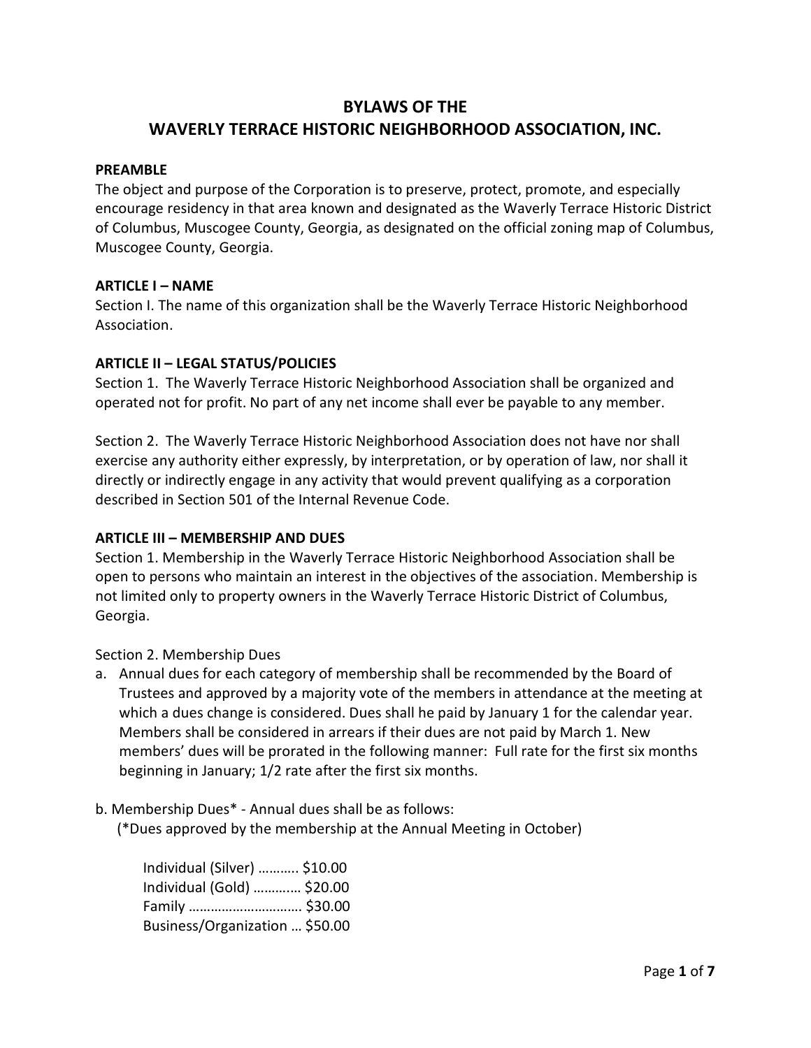# BYLAWS OF THE
# WAVERLY TERRACE HISTORIC NEIGHBORHOOD ASSOCIATION, INC.

**PREAMBLE**

The object and purpose of the Corporation is to preserve, protect, promote, and especially encourage residency in that area known and designated as the Waverly Terrace Historic District of Columbus, Muscogee County, Georgia, as designated on the official zoning map of Columbus, Muscogee County, Georgia.

**ARTICLE I – NAME**

Section I. The name of this organization shall be the Waverly Terrace Historic Neighborhood Association.

**ARTICLE II – LEGAL STATUS/POLICIES**

Section 1. The Waverly Terrace Historic Neighborhood Association shall be organized and operated not for profit. No part of any net income shall ever be payable to any member.

Section 2. The Waverly Terrace Historic Neighborhood Association does not have nor shall exercise any authority either expressly, by interpretation, or by operation of law, nor shall it directly or indirectly engage in any activity that would prevent qualifying as a corporation described in Section 501 of the Internal Revenue Code.

**ARTICLE III – MEMBERSHIP AND DUES**

Section 1. Membership in the Waverly Terrace Historic Neighborhood Association shall be open to persons who maintain an interest in the objectives of the association. Membership is not limited only to property owners in the Waverly Terrace Historic District of Columbus, Georgia.

Section 2. Membership Dues

a. Annual dues for each category of membership shall be recommended by the Board of Trustees and approved by a majority vote of the members in attendance at the meeting at which a dues change is considered. Dues shall he paid by January 1 for the calendar year. Members shall be considered in arrears if their dues are not paid by March 1. New members' dues will be prorated in the following manner: Full rate for the first six months beginning in January; 1/2 rate after the first six months.

b. Membership Dues* - Annual dues shall be as follows:
(*Dues approved by the membership at the Annual Meeting in October)

Individual (Silver) ……….. $10.00
Individual (Gold) ………… $20.00
Family …………………………. $30.00
Business/Organization … $50.00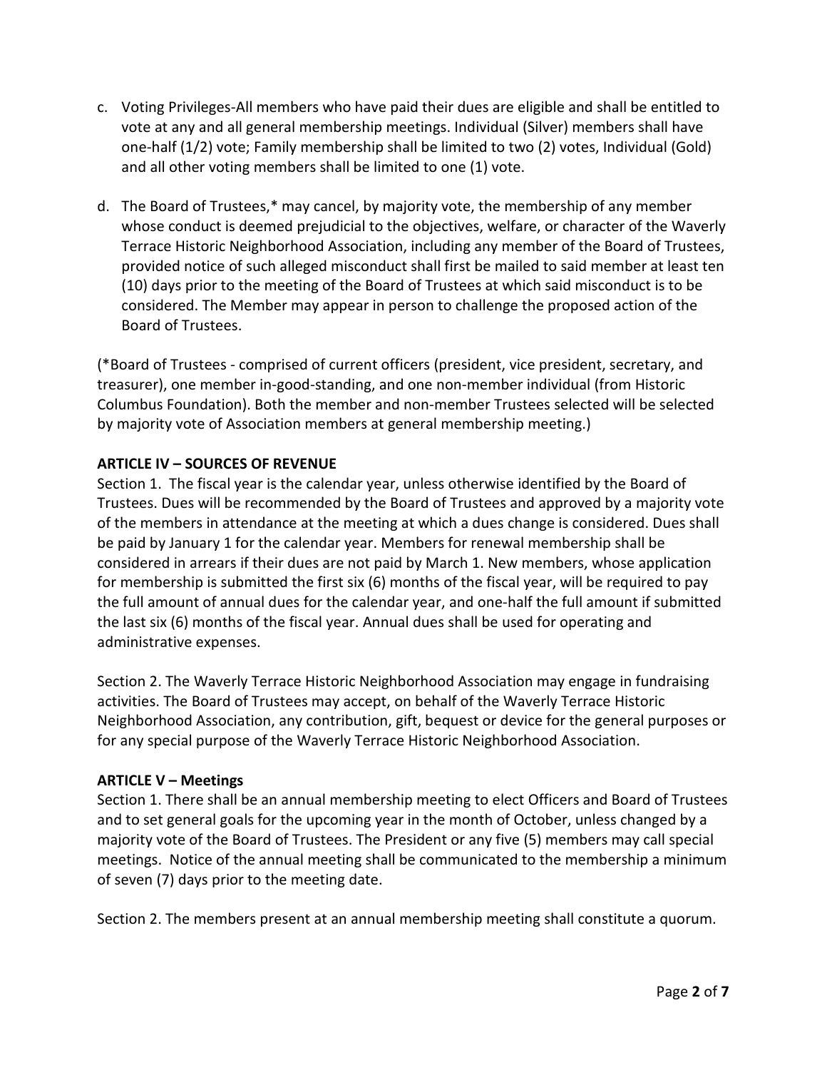c. Voting Privileges-All members who have paid their dues are eligible and shall be entitled to vote at any and all general membership meetings. Individual (Silver) members shall have one-half (1/2) vote; Family membership shall be limited to two (2) votes, Individual (Gold) and all other voting members shall be limited to one (1) vote.

d. The Board of Trustees,* may cancel, by majority vote, the membership of any member whose conduct is deemed prejudicial to the objectives, welfare, or character of the Waverly Terrace Historic Neighborhood Association, including any member of the Board of Trustees, provided notice of such alleged misconduct shall first be mailed to said member at least ten (10) days prior to the meeting of the Board of Trustees at which said misconduct is to be considered. The Member may appear in person to challenge the proposed action of the Board of Trustees.

(*Board of Trustees - comprised of current officers (president, vice president, secretary, and treasurer), one member in-good-standing, and one non-member individual (from Historic Columbus Foundation). Both the member and non-member Trustees selected will be selected by majority vote of Association members at general membership meeting.)

**ARTICLE IV – SOURCES OF REVENUE**

Section 1. The fiscal year is the calendar year, unless otherwise identified by the Board of Trustees. Dues will be recommended by the Board of Trustees and approved by a majority vote of the members in attendance at the meeting at which a dues change is considered. Dues shall be paid by January 1 for the calendar year. Members for renewal membership shall be considered in arrears if their dues are not paid by March 1. New members, whose application for membership is submitted the first six (6) months of the fiscal year, will be required to pay the full amount of annual dues for the calendar year, and one-half the full amount if submitted the last six (6) months of the fiscal year. Annual dues shall be used for operating and administrative expenses.

Section 2. The Waverly Terrace Historic Neighborhood Association may engage in fundraising activities. The Board of Trustees may accept, on behalf of the Waverly Terrace Historic Neighborhood Association, any contribution, gift, bequest or device for the general purposes or for any special purpose of the Waverly Terrace Historic Neighborhood Association.

**ARTICLE V – Meetings**

Section 1. There shall be an annual membership meeting to elect Officers and Board of Trustees and to set general goals for the upcoming year in the month of October, unless changed by a majority vote of the Board of Trustees. The President or any five (5) members may call special meetings. Notice of the annual meeting shall be communicated to the membership a minimum of seven (7) days prior to the meeting date.

Section 2. The members present at an annual membership meeting shall constitute a quorum.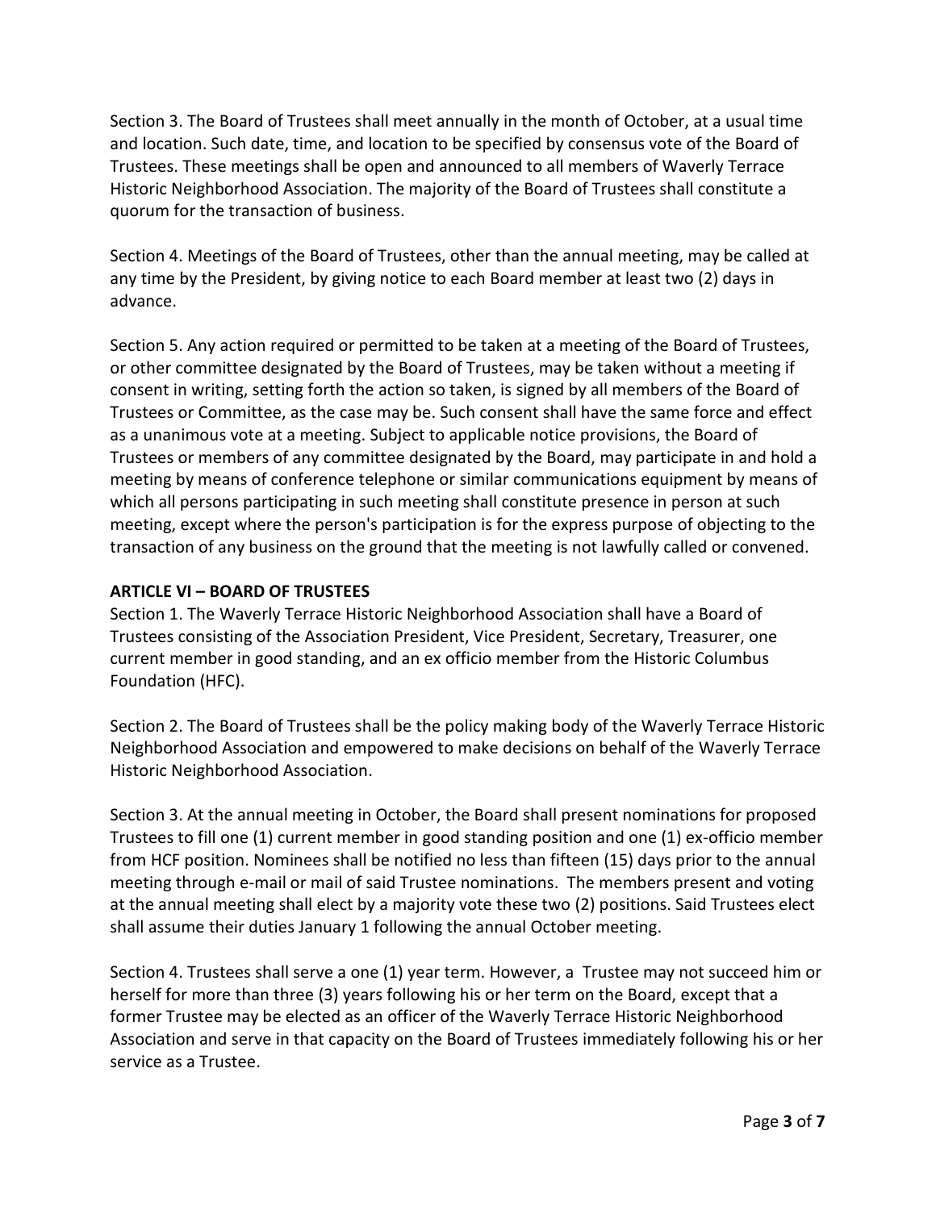Section 3. The Board of Trustees shall meet annually in the month of October, at a usual time and location. Such date, time, and location to be specified by consensus vote of the Board of Trustees. These meetings shall be open and announced to all members of Waverly Terrace Historic Neighborhood Association. The majority of the Board of Trustees shall constitute a quorum for the transaction of business.

Section 4. Meetings of the Board of Trustees, other than the annual meeting, may be called at any time by the President, by giving notice to each Board member at least two (2) days in advance.

Section 5. Any action required or permitted to be taken at a meeting of the Board of Trustees, or other committee designated by the Board of Trustees, may be taken without a meeting if consent in writing, setting forth the action so taken, is signed by all members of the Board of Trustees or Committee, as the case may be. Such consent shall have the same force and effect as a unanimous vote at a meeting. Subject to applicable notice provisions, the Board of Trustees or members of any committee designated by the Board, may participate in and hold a meeting by means of conference telephone or similar communications equipment by means of which all persons participating in such meeting shall constitute presence in person at such meeting, except where the person's participation is for the express purpose of objecting to the transaction of any business on the ground that the meeting is not lawfully called or convened.

**ARTICLE VI – BOARD OF TRUSTEES**

Section 1. The Waverly Terrace Historic Neighborhood Association shall have a Board of Trustees consisting of the Association President, Vice President, Secretary, Treasurer, one current member in good standing, and an ex officio member from the Historic Columbus Foundation (HFC).

Section 2. The Board of Trustees shall be the policy making body of the Waverly Terrace Historic Neighborhood Association and empowered to make decisions on behalf of the Waverly Terrace Historic Neighborhood Association.

Section 3. At the annual meeting in October, the Board shall present nominations for proposed Trustees to fill one (1) current member in good standing position and one (1) ex-officio member from HCF position. Nominees shall be notified no less than fifteen (15) days prior to the annual meeting through e-mail or mail of said Trustee nominations. The members present and voting at the annual meeting shall elect by a majority vote these two (2) positions. Said Trustees elect shall assume their duties January 1 following the annual October meeting.

Section 4. Trustees shall serve a one (1) year term. However, a Trustee may not succeed him or herself for more than three (3) years following his or her term on the Board, except that a former Trustee may be elected as an officer of the Waverly Terrace Historic Neighborhood Association and serve in that capacity on the Board of Trustees immediately following his or her service as a Trustee.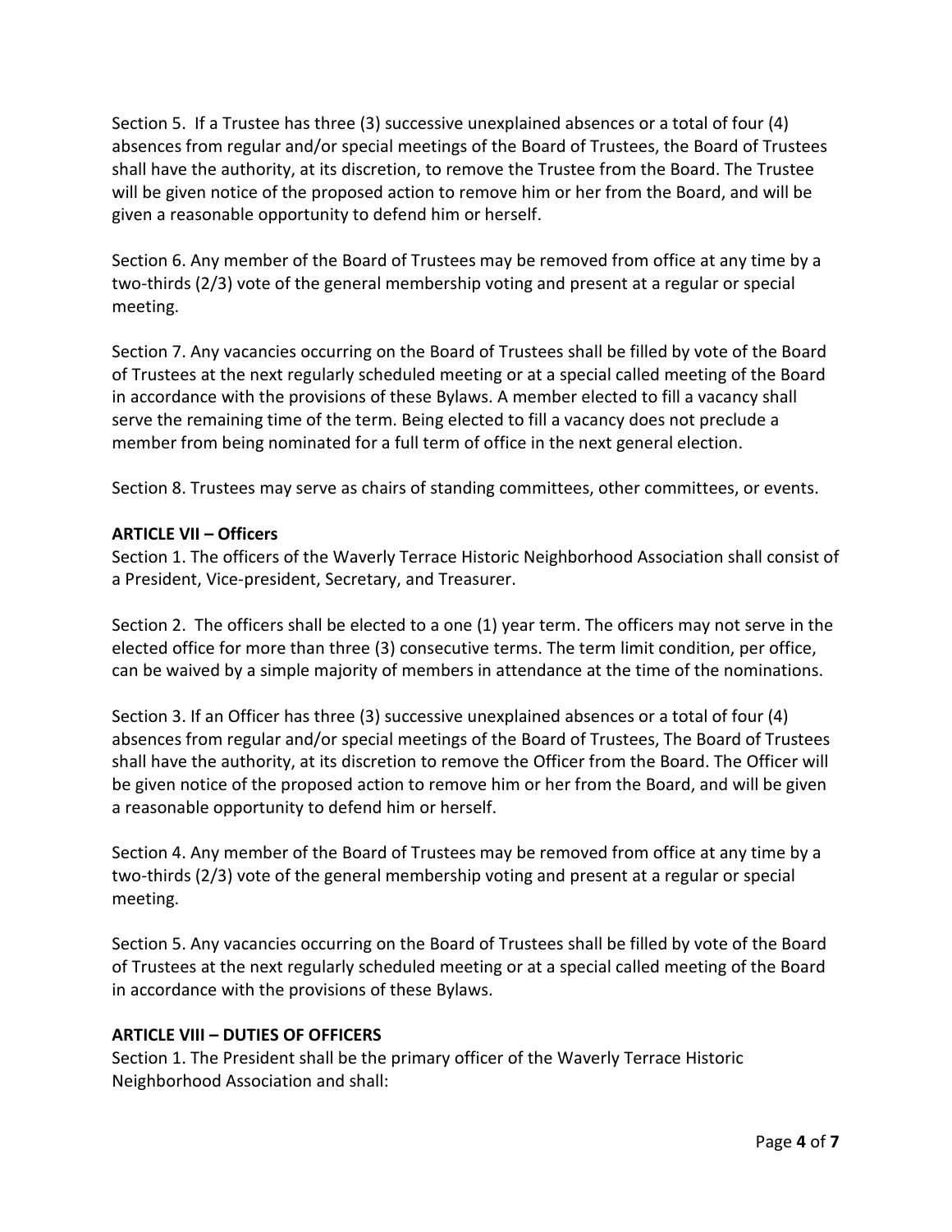Section 5. If a Trustee has three (3) successive unexplained absences or a total of four (4) absences from regular and/or special meetings of the Board of Trustees, the Board of Trustees shall have the authority, at its discretion, to remove the Trustee from the Board. The Trustee will be given notice of the proposed action to remove him or her from the Board, and will be given a reasonable opportunity to defend him or herself.

Section 6. Any member of the Board of Trustees may be removed from office at any time by a two-thirds (2/3) vote of the general membership voting and present at a regular or special meeting.

Section 7. Any vacancies occurring on the Board of Trustees shall be filled by vote of the Board of Trustees at the next regularly scheduled meeting or at a special called meeting of the Board in accordance with the provisions of these Bylaws. A member elected to fill a vacancy shall serve the remaining time of the term. Being elected to fill a vacancy does not preclude a member from being nominated for a full term of office in the next general election.

Section 8. Trustees may serve as chairs of standing committees, other committees, or events.

**ARTICLE VII – Officers**

Section 1. The officers of the Waverly Terrace Historic Neighborhood Association shall consist of a President, Vice-president, Secretary, and Treasurer.

Section 2. The officers shall be elected to a one (1) year term. The officers may not serve in the elected office for more than three (3) consecutive terms. The term limit condition, per office, can be waived by a simple majority of members in attendance at the time of the nominations.

Section 3. If an Officer has three (3) successive unexplained absences or a total of four (4) absences from regular and/or special meetings of the Board of Trustees, The Board of Trustees shall have the authority, at its discretion to remove the Officer from the Board. The Officer will be given notice of the proposed action to remove him or her from the Board, and will be given a reasonable opportunity to defend him or herself.

Section 4. Any member of the Board of Trustees may be removed from office at any time by a two-thirds (2/3) vote of the general membership voting and present at a regular or special meeting.

Section 5. Any vacancies occurring on the Board of Trustees shall be filled by vote of the Board of Trustees at the next regularly scheduled meeting or at a special called meeting of the Board in accordance with the provisions of these Bylaws.

**ARTICLE VIII – DUTIES OF OFFICERS**

Section 1. The President shall be the primary officer of the Waverly Terrace Historic Neighborhood Association and shall: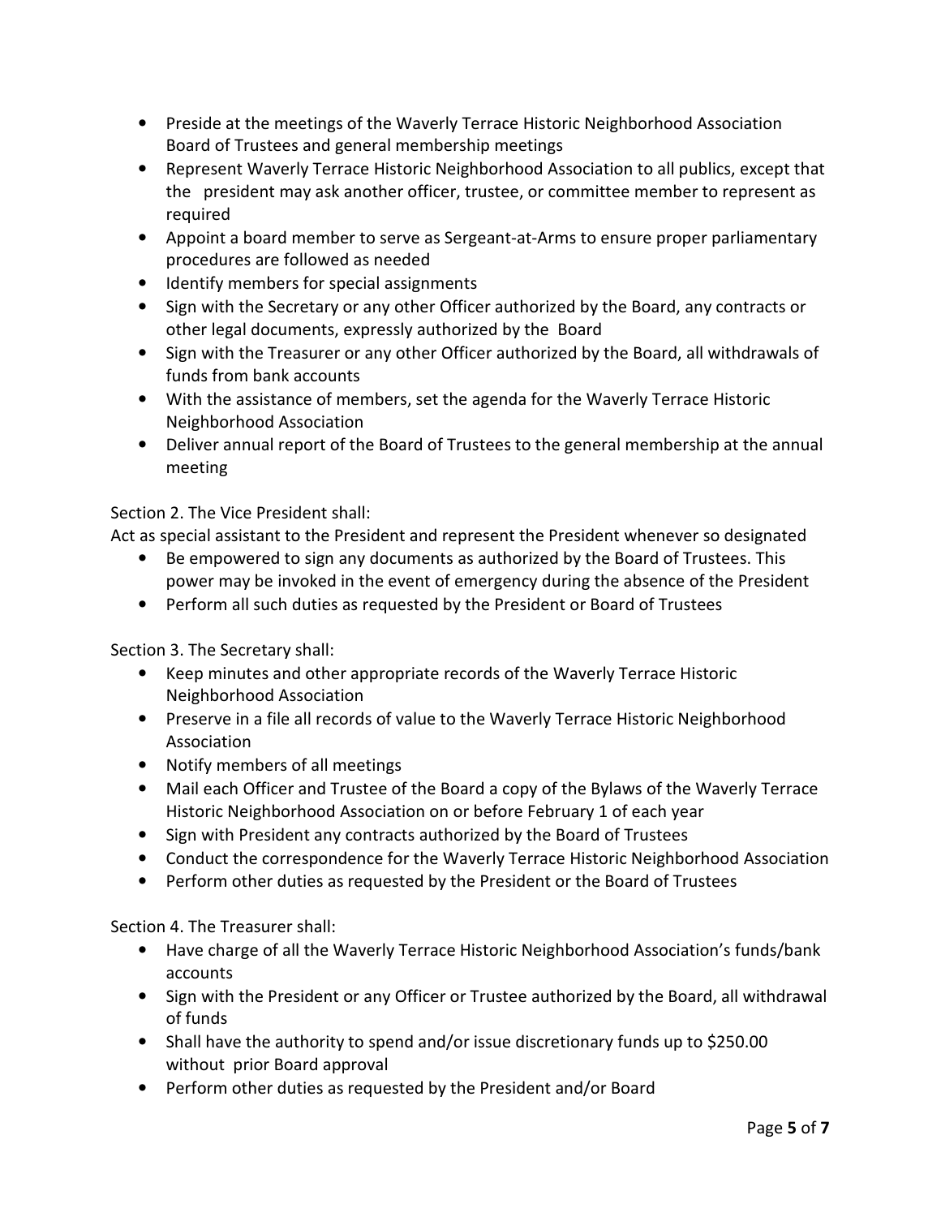- Preside at the meetings of the Waverly Terrace Historic Neighborhood Association Board of Trustees and general membership meetings
- Represent Waverly Terrace Historic Neighborhood Association to all publics, except that the president may ask another officer, trustee, or committee member to represent as required
- Appoint a board member to serve as Sergeant-at-Arms to ensure proper parliamentary procedures are followed as needed
- Identify members for special assignments
- Sign with the Secretary or any other Officer authorized by the Board, any contracts or other legal documents, expressly authorized by the Board
- Sign with the Treasurer or any other Officer authorized by the Board, all withdrawals of funds from bank accounts
- With the assistance of members, set the agenda for the Waverly Terrace Historic Neighborhood Association
- Deliver annual report of the Board of Trustees to the general membership at the annual meeting

Section 2. The Vice President shall:

Act as special assistant to the President and represent the President whenever so designated

- Be empowered to sign any documents as authorized by the Board of Trustees. This power may be invoked in the event of emergency during the absence of the President
- Perform all such duties as requested by the President or Board of Trustees

Section 3. The Secretary shall:

- Keep minutes and other appropriate records of the Waverly Terrace Historic Neighborhood Association
- Preserve in a file all records of value to the Waverly Terrace Historic Neighborhood Association
- Notify members of all meetings
- Mail each Officer and Trustee of the Board a copy of the Bylaws of the Waverly Terrace Historic Neighborhood Association on or before February 1 of each year
- Sign with President any contracts authorized by the Board of Trustees
- Conduct the correspondence for the Waverly Terrace Historic Neighborhood Association
- Perform other duties as requested by the President or the Board of Trustees

Section 4. The Treasurer shall:

- Have charge of all the Waverly Terrace Historic Neighborhood Association's funds/bank accounts
- Sign with the President or any Officer or Trustee authorized by the Board, all withdrawal of funds
- Shall have the authority to spend and/or issue discretionary funds up to $250.00 without prior Board approval
- Perform other duties as requested by the President and/or Board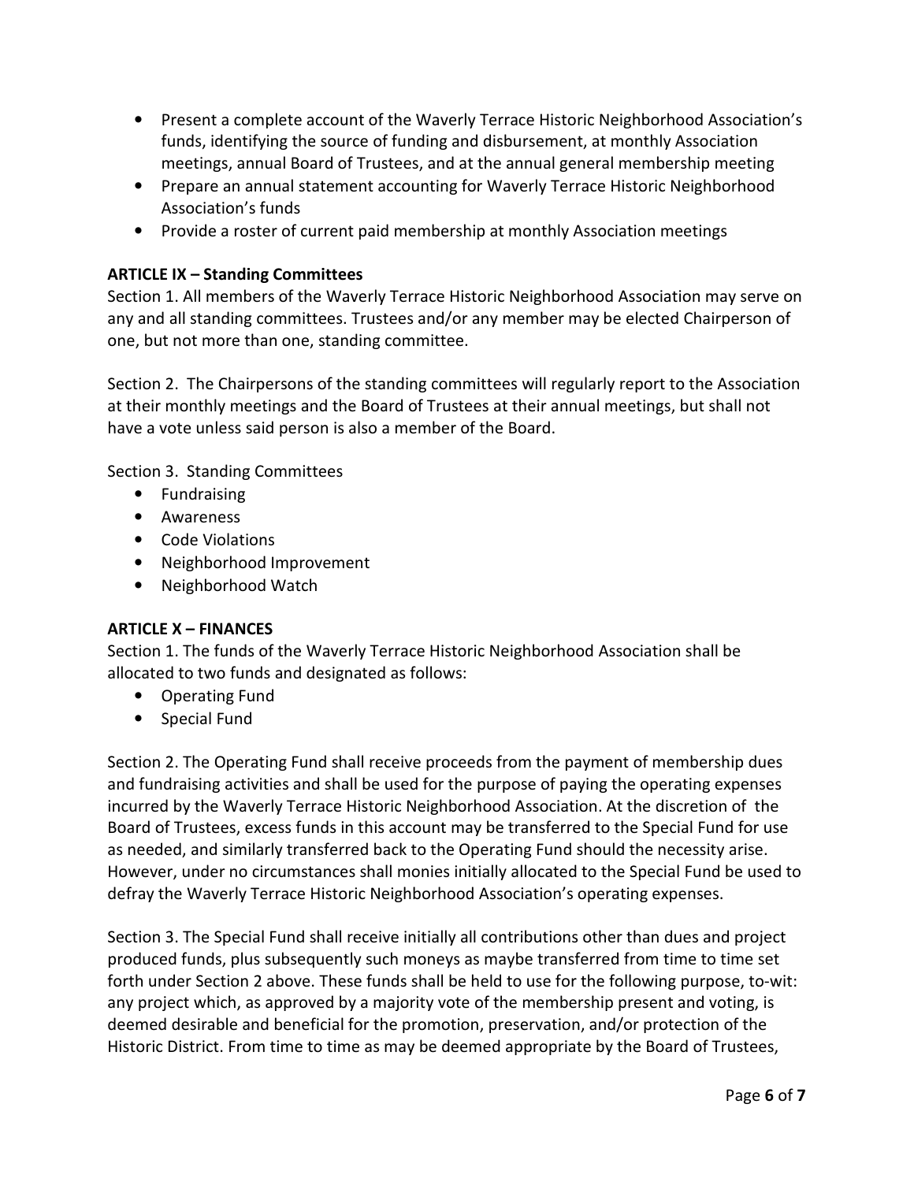- Present a complete account of the Waverly Terrace Historic Neighborhood Association's funds, identifying the source of funding and disbursement, at monthly Association meetings, annual Board of Trustees, and at the annual general membership meeting
- Prepare an annual statement accounting for Waverly Terrace Historic Neighborhood Association's funds
- Provide a roster of current paid membership at monthly Association meetings

**ARTICLE IX – Standing Committees**

Section 1. All members of the Waverly Terrace Historic Neighborhood Association may serve on any and all standing committees. Trustees and/or any member may be elected Chairperson of one, but not more than one, standing committee.

Section 2. The Chairpersons of the standing committees will regularly report to the Association at their monthly meetings and the Board of Trustees at their annual meetings, but shall not have a vote unless said person is also a member of the Board.

Section 3. Standing Committees

- Fundraising
- Awareness
- Code Violations
- Neighborhood Improvement
- Neighborhood Watch

**ARTICLE X – FINANCES**

Section 1. The funds of the Waverly Terrace Historic Neighborhood Association shall be allocated to two funds and designated as follows:

- Operating Fund
- Special Fund

Section 2. The Operating Fund shall receive proceeds from the payment of membership dues and fundraising activities and shall be used for the purpose of paying the operating expenses incurred by the Waverly Terrace Historic Neighborhood Association. At the discretion of the Board of Trustees, excess funds in this account may be transferred to the Special Fund for use as needed, and similarly transferred back to the Operating Fund should the necessity arise. However, under no circumstances shall monies initially allocated to the Special Fund be used to defray the Waverly Terrace Historic Neighborhood Association's operating expenses.

Section 3. The Special Fund shall receive initially all contributions other than dues and project produced funds, plus subsequently such moneys as maybe transferred from time to time set forth under Section 2 above. These funds shall be held to use for the following purpose, to-wit: any project which, as approved by a majority vote of the membership present and voting, is deemed desirable and beneficial for the promotion, preservation, and/or protection of the Historic District. From time to time as may be deemed appropriate by the Board of Trustees,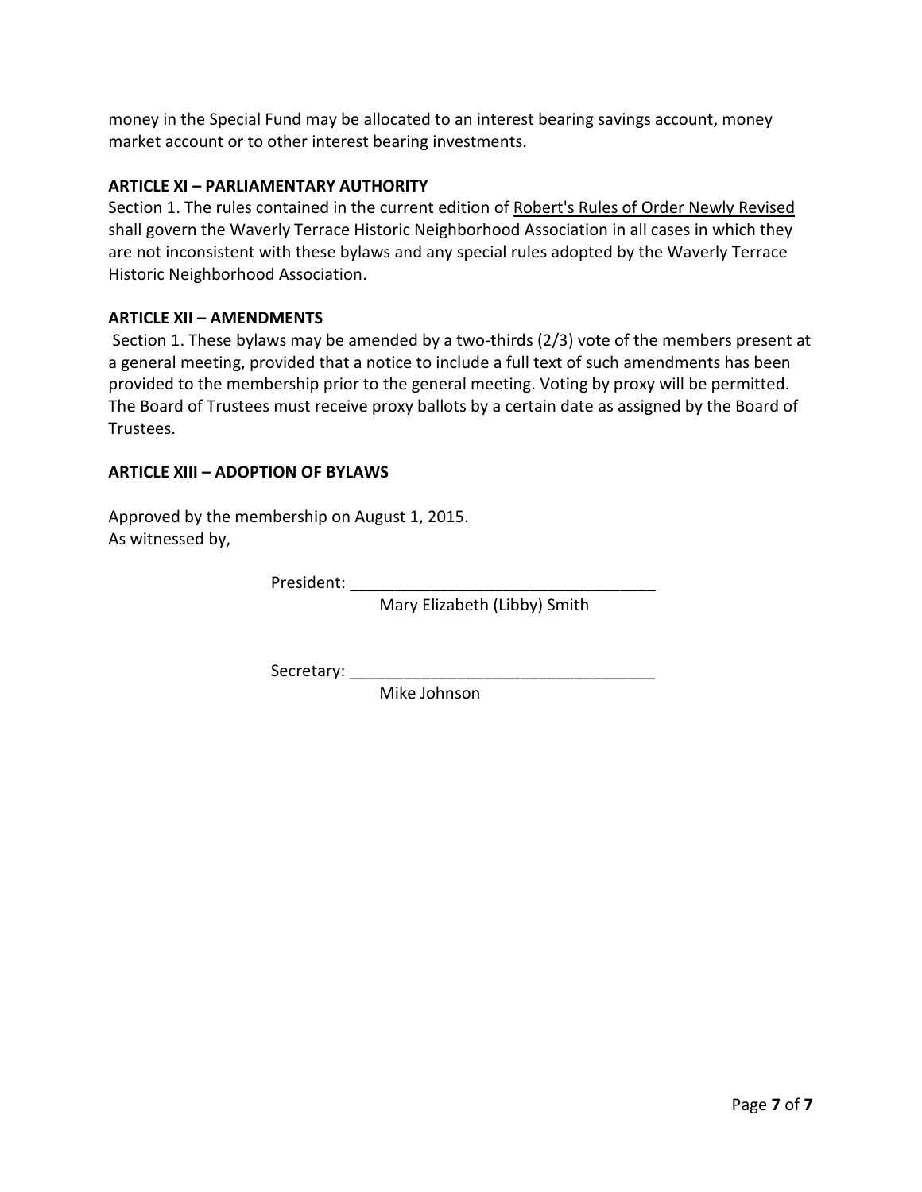money in the Special Fund may be allocated to an interest bearing savings account, money market account or to other interest bearing investments.

**ARTICLE XI – PARLIAMENTARY AUTHORITY**

Section 1. The rules contained in the current edition of Robert's Rules of Order Newly Revised shall govern the Waverly Terrace Historic Neighborhood Association in all cases in which they are not inconsistent with these bylaws and any special rules adopted by the Waverly Terrace Historic Neighborhood Association.

**ARTICLE XII – AMENDMENTS**

Section 1. These bylaws may be amended by a two-thirds (2/3) vote of the members present at a general meeting, provided that a notice to include a full text of such amendments has been provided to the membership prior to the general meeting. Voting by proxy will be permitted. The Board of Trustees must receive proxy ballots by a certain date as assigned by the Board of Trustees.

**ARTICLE XIII – ADOPTION OF BYLAWS**

Approved by the membership on August 1, 2015.
As witnessed by,

President: ___________________________________
Mary Elizabeth (Libby) Smith

Secretary: ___________________________________
Mike Johnson